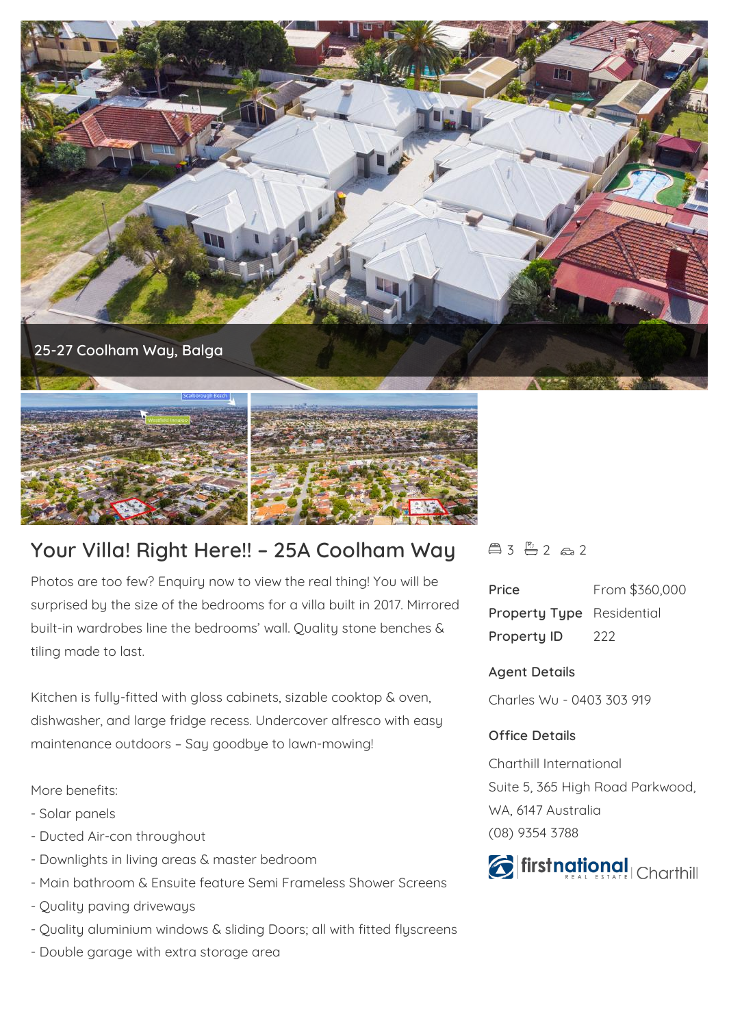25-27 Coolham Way, Balga

# Your Villa! Right Here!! – 25A Coolham Way

3 2 2

| | |
|---|---|
| Price | From $360,000 |
| Property Type | Residential |
| Property ID | 222 |

Photos are too few? Enquiry now to view the real thing! You will be surprised by the size of the bedrooms for a villa built in 2017. Mirrored built-in wardrobes line the bedrooms' wall. Quality stone benches & tiling made to last.

Kitchen is fully-fitted with gloss cabinets, sizable cooktop & oven, dishwasher, and large fridge recess. Undercover alfresco with easy maintenance outdoors – Say goodbye to lawn-mowing!

More benefits:
- Solar panels
- Ducted Air-con throughout
- Downlights in living areas & master bedroom
- Main bathroom & Ensuite feature Semi Frameless Shower Screens
- Quality paving driveways
- Quality aluminium windows & sliding Doors; all with fitted flyscreens
- Double garage with extra storage area

### Agent Details

Charles Wu - 0403 303 919

### Office Details

Charthill International
Suite 5, 365 High Road Parkwood, WA, 6147 Australia
(08) 9354 3788

firstnational REAL ESTATE Charthill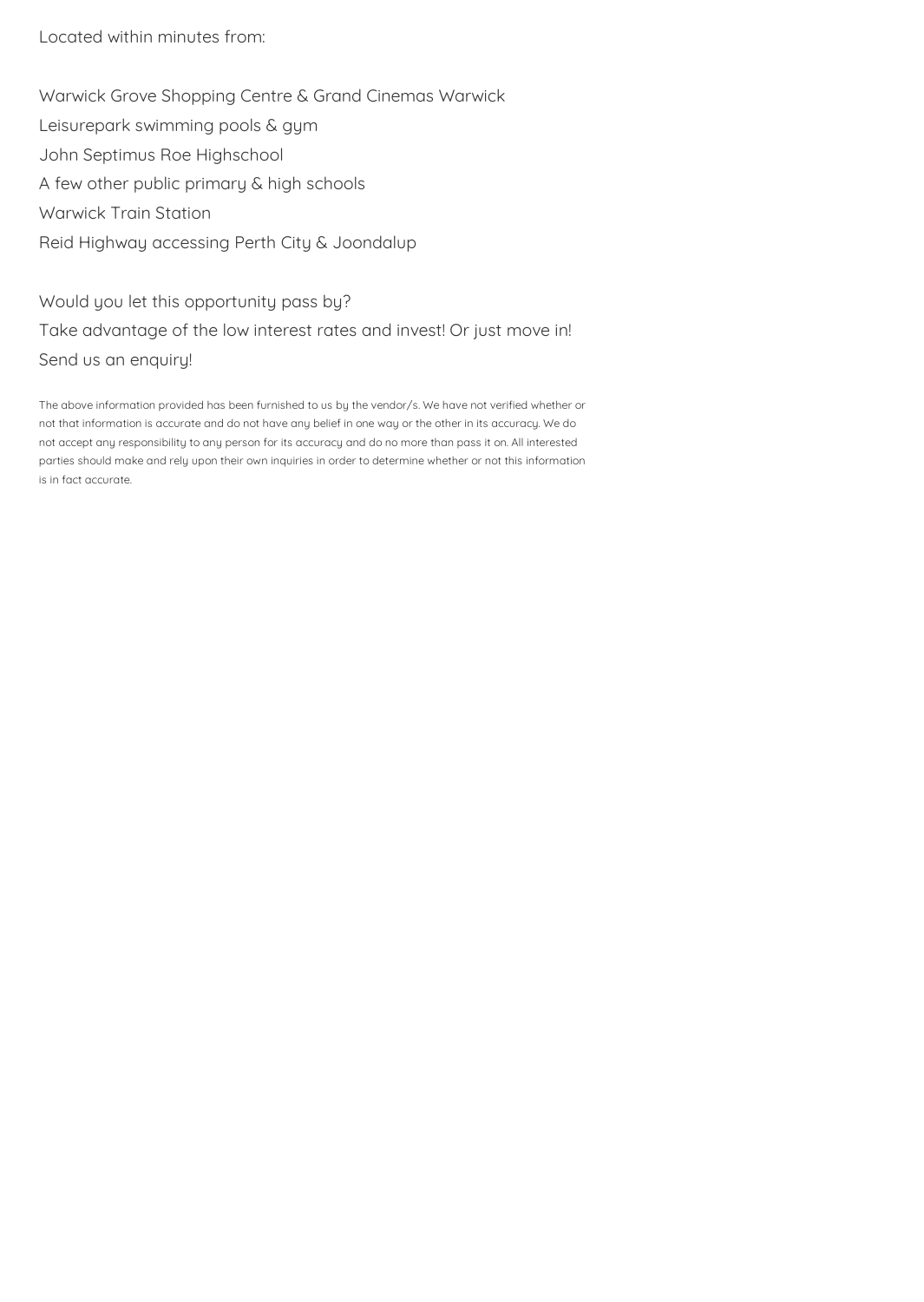Located within minutes from:

Warwick Grove Shopping Centre & Grand Cinemas Warwick
Leisurepark swimming pools & gym
John Septimus Roe Highschool
A few other public primary & high schools
Warwick Train Station
Reid Highway accessing Perth City & Joondalup

Would you let this opportunity pass by?
Take advantage of the low interest rates and invest! Or just move in!
Send us an enquiry!

The above information provided has been furnished to us by the vendor/s. We have not verified whether or not that information is accurate and do not have any belief in one way or the other in its accuracy. We do not accept any responsibility to any person for its accuracy and do no more than pass it on. All interested parties should make and rely upon their own inquiries in order to determine whether or not this information is in fact accurate.